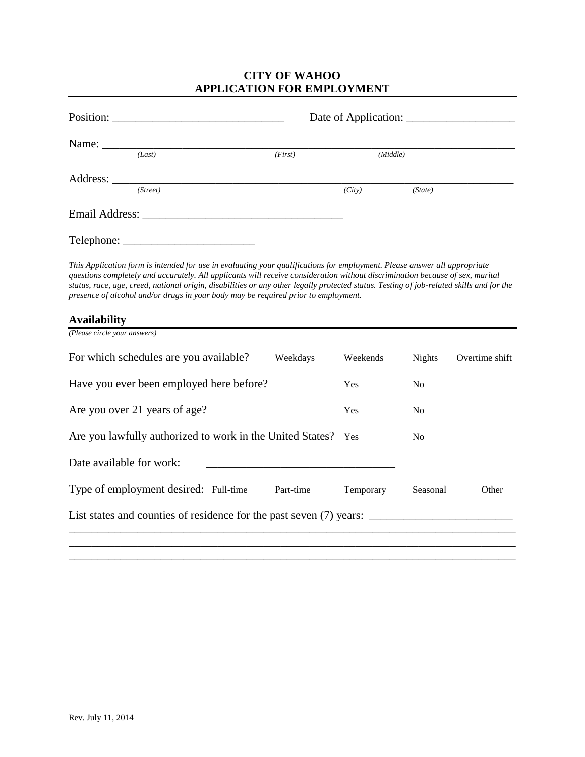# CITY OF WAHOO
## APPLICATION FOR EMPLOYMENT

Position: ______________________________ Date of Application: ___________________

Name: ______________________________________________________________________
*(Last)* *(First)* *(Middle)*

Address: ____________________________________________________________________
*(Street)* *(City)* *(State)*

Email Address: ___________________________________

Telephone: _______________________

*This Application form is intended for use in evaluating your qualifications for employment. Please answer all appropriate questions completely and accurately. All applicants will receive consideration without discrimination because of sex, marital status, race, age, creed, national origin, disabilities or any other legally protected status. Testing of job-related skills and for the presence of alcohol and/or drugs in your body may be required prior to employment.*

## Availability

*(Please circle your answers)*

For which schedules are you available? Weekdays Weekends Nights Overtime shift

Have you ever been employed here before? Yes No

Are you over 21 years of age? Yes No

Are you lawfully authorized to work in the United States? Yes No

Date available for work: ________________________________

Type of employment desired: Full-time Part-time Temporary Seasonal Other

List states and counties of residence for the past seven (7) years: ________________________

_____________________________________________________________________________

_____________________________________________________________________________

_____________________________________________________________________________

Rev. July 11, 2014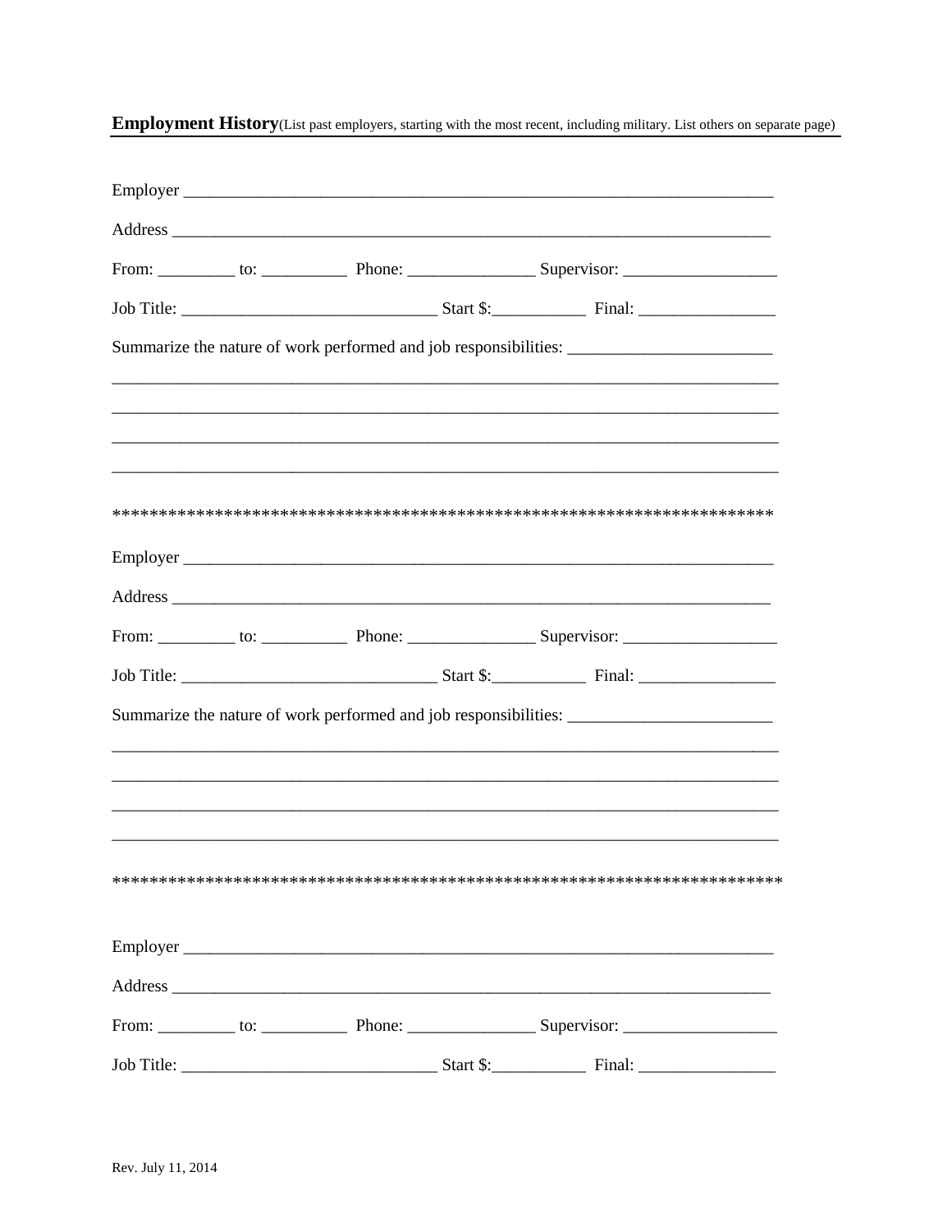**Employment History** (List past employers, starting with the most recent, including military. List others on separate page)

---

Employer ______________________________________________________________________

Address _______________________________________________________________________

From: _________ to: __________ Phone: _______________ Supervisor: __________________

Job Title: ______________________________ Start $:___________ Final: ________________

Summarize the nature of work performed and job responsibilities: ________________________

_______________________________________________________________________________

_______________________________________________________________________________

_______________________________________________________________________________

_______________________________________________________________________________

*************************************************************************

Employer ______________________________________________________________________

Address _______________________________________________________________________

From: _________ to: __________ Phone: _______________ Supervisor: __________________

Job Title: ______________________________ Start $:___________ Final: ________________

Summarize the nature of work performed and job responsibilities: ________________________

_______________________________________________________________________________

_______________________________________________________________________________

_______________________________________________________________________________

_______________________________________________________________________________

**************************************************************************

Employer ______________________________________________________________________

Address _______________________________________________________________________

From: _________ to: __________ Phone: _______________ Supervisor: __________________

Job Title: ______________________________ Start $:___________ Final: ________________

Rev. July 11, 2014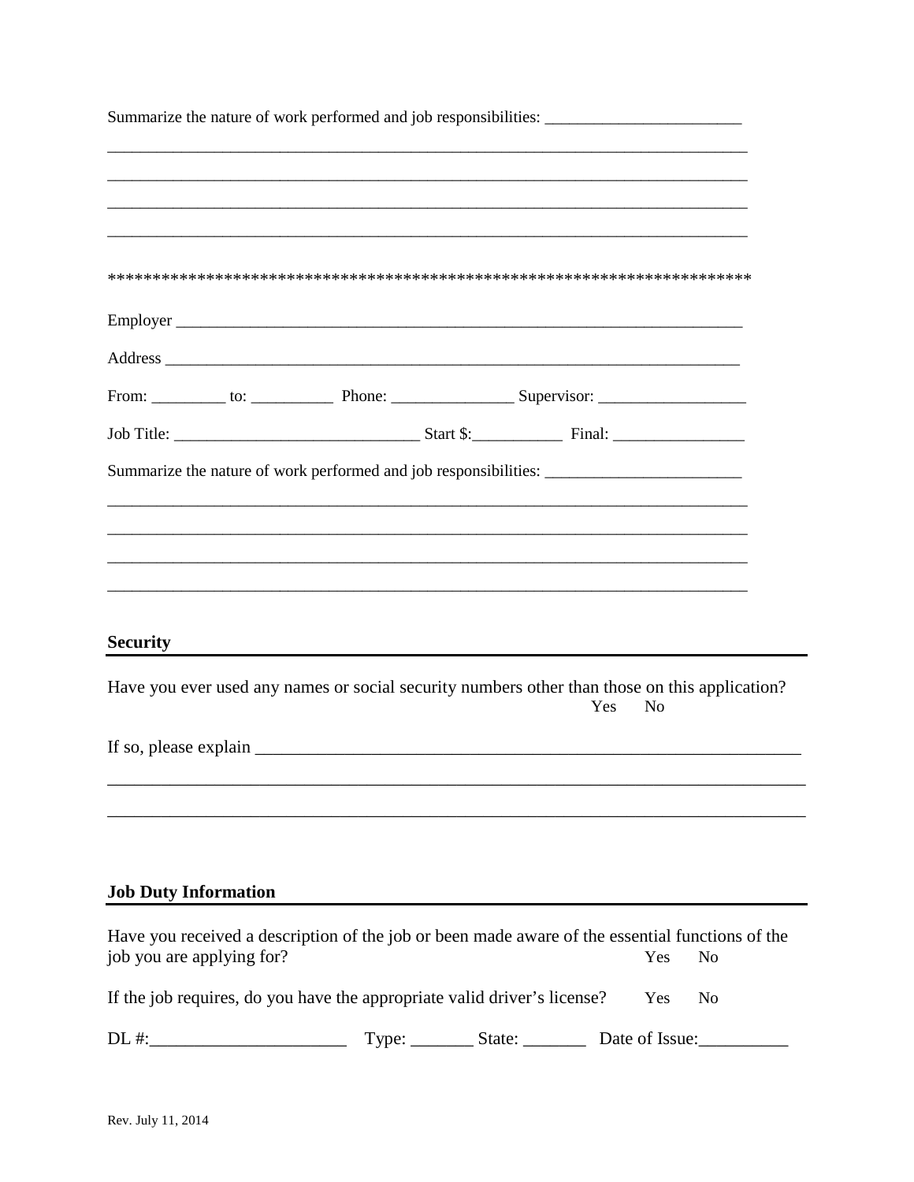Summarize the nature of work performed and job responsibilities: ________________________

________________________________________________________________________________

________________________________________________________________________________

________________________________________________________________________________

________________________________________________________________________________

************************************************************************

Employer ________________________________________________________________________

Address _________________________________________________________________________

From: _________ to: __________ Phone: _______________ Supervisor: __________________

Job Title: ______________________________ Start $:___________ Final: ________________

Summarize the nature of work performed and job responsibilities: ________________________

________________________________________________________________________________

________________________________________________________________________________

________________________________________________________________________________

________________________________________________________________________________

## Security

Have you ever used any names or social security numbers other than those on this application? Yes No

If so, please explain ______________________________________________________________

________________________________________________________________________________

________________________________________________________________________________

## Job Duty Information

Have you received a description of the job or been made aware of the essential functions of the job you are applying for? Yes No

If the job requires, do you have the appropriate valid driver's license? Yes No

DL #:______________________ Type: _______ State: _______ Date of Issue:__________

Rev. July 11, 2014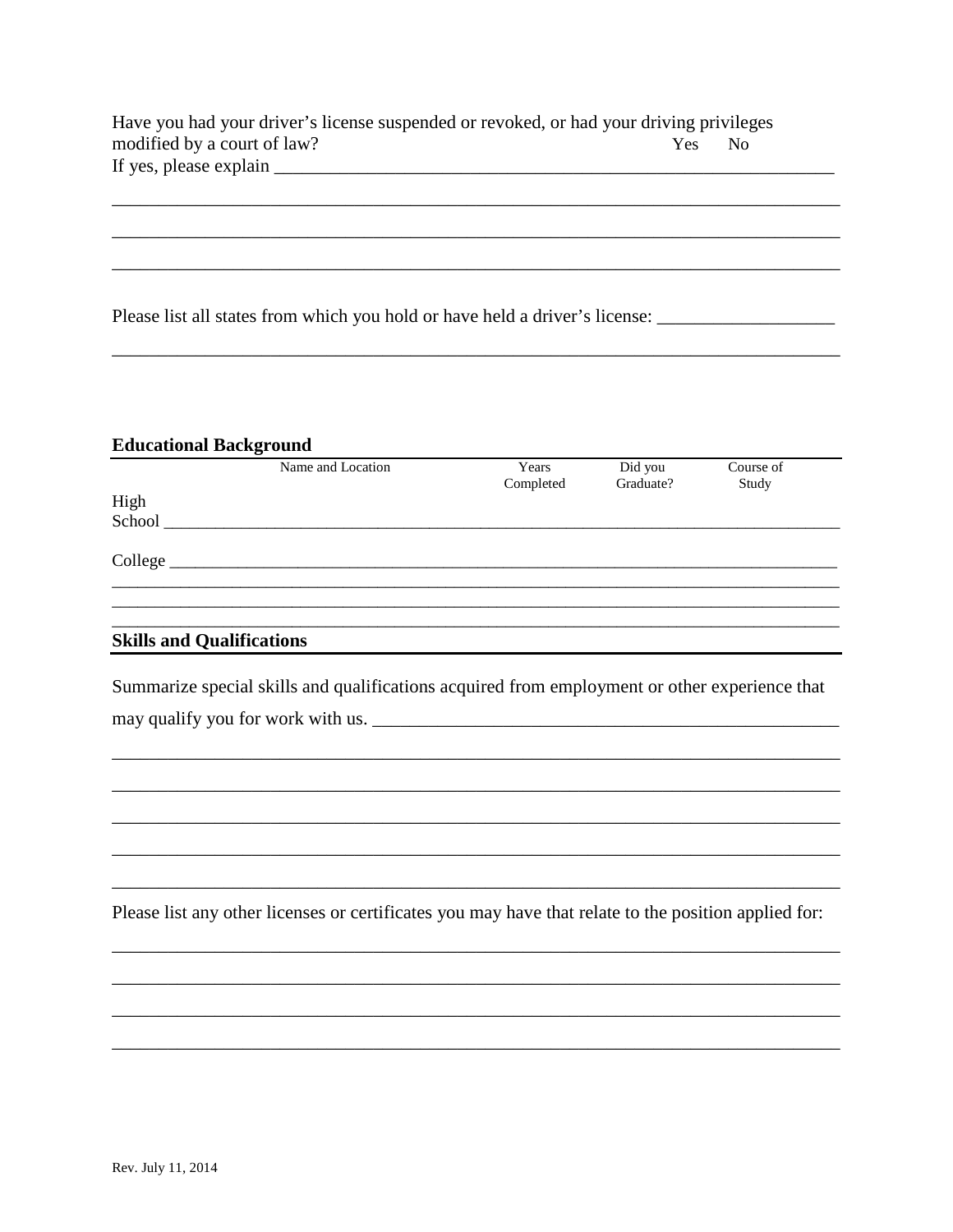Have you had your driver's license suspended or revoked, or had your driving privileges modified by a court of law? Yes No

If yes, please explain ________________________________________________________________

______________________________________________________________________________

______________________________________________________________________________

______________________________________________________________________________

Please list all states from which you hold or have held a driver's license: ___________________

______________________________________________________________________________

## Educational Background

| | Name and Location | Years Completed | Did you Graduate? | Course of Study |
|---|---|---|---|---|
| High School | | | | |
| College | | | | |
| | | | | |
| | | | | |
| | | | | |

## Skills and Qualifications

Summarize special skills and qualifications acquired from employment or other experience that may qualify you for work with us. ____________________________________________________

______________________________________________________________________________

______________________________________________________________________________

______________________________________________________________________________

______________________________________________________________________________

______________________________________________________________________________

Please list any other licenses or certificates you may have that relate to the position applied for:

______________________________________________________________________________

______________________________________________________________________________

______________________________________________________________________________

______________________________________________________________________________

Rev. July 11, 2014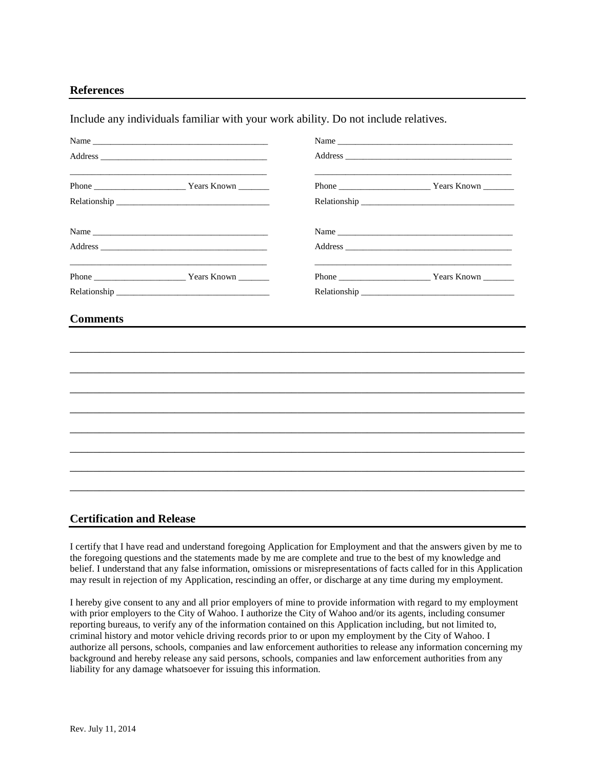## References

Include any individuals familiar with your work ability. Do not include relatives.

Name ________________________________________
Address ______________________________________
_____________________________________________
Phone ____________________ Years Known _______
Relationship __________________________________

Name ________________________________________
Address ______________________________________
_____________________________________________
Phone ____________________ Years Known _______
Relationship __________________________________

Name ________________________________________
Address ______________________________________
_____________________________________________
Phone ____________________ Years Known _______
Relationship __________________________________

Name ________________________________________
Address ______________________________________
_____________________________________________
Phone ____________________ Years Known _______
Relationship __________________________________

## Comments

_____________________________________________________________________________
_____________________________________________________________________________
_____________________________________________________________________________
_____________________________________________________________________________
_____________________________________________________________________________
_____________________________________________________________________________
_____________________________________________________________________________
_____________________________________________________________________________

## Certification and Release

I certify that I have read and understand foregoing Application for Employment and that the answers given by me to the foregoing questions and the statements made by me are complete and true to the best of my knowledge and belief. I understand that any false information, omissions or misrepresentations of facts called for in this Application may result in rejection of my Application, rescinding an offer, or discharge at any time during my employment.

I hereby give consent to any and all prior employers of mine to provide information with regard to my employment with prior employers to the City of Wahoo. I authorize the City of Wahoo and/or its agents, including consumer reporting bureaus, to verify any of the information contained on this Application including, but not limited to, criminal history and motor vehicle driving records prior to or upon my employment by the City of Wahoo. I authorize all persons, schools, companies and law enforcement authorities to release any information concerning my background and hereby release any said persons, schools, companies and law enforcement authorities from any liability for any damage whatsoever for issuing this information.

Rev. July 11, 2014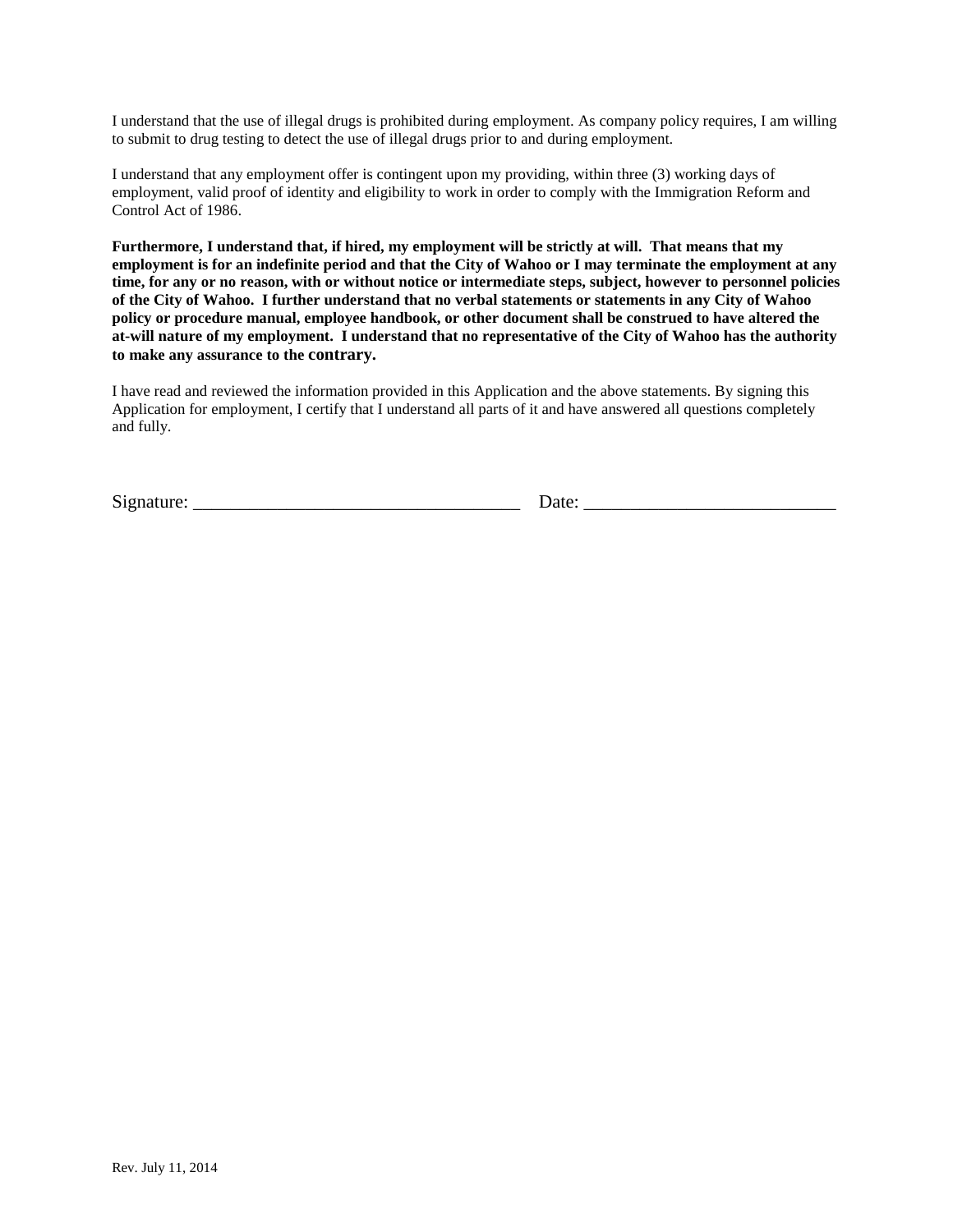I understand that the use of illegal drugs is prohibited during employment. As company policy requires, I am willing to submit to drug testing to detect the use of illegal drugs prior to and during employment.

I understand that any employment offer is contingent upon my providing, within three (3) working days of employment, valid proof of identity and eligibility to work in order to comply with the Immigration Reform and Control Act of 1986.

**Furthermore, I understand that, if hired, my employment will be strictly at will. That means that my employment is for an indefinite period and that the City of Wahoo or I may terminate the employment at any time, for any or no reason, with or without notice or intermediate steps, subject, however to personnel policies of the City of Wahoo. I further understand that no verbal statements or statements in any City of Wahoo policy or procedure manual, employee handbook, or other document shall be construed to have altered the at-will nature of my employment. I understand that no representative of the City of Wahoo has the authority to make any assurance to the contrary.**

I have read and reviewed the information provided in this Application and the above statements. By signing this Application for employment, I certify that I understand all parts of it and have answered all questions completely and fully.

Signature: ___________________________________ Date: ___________________________

Rev. July 11, 2014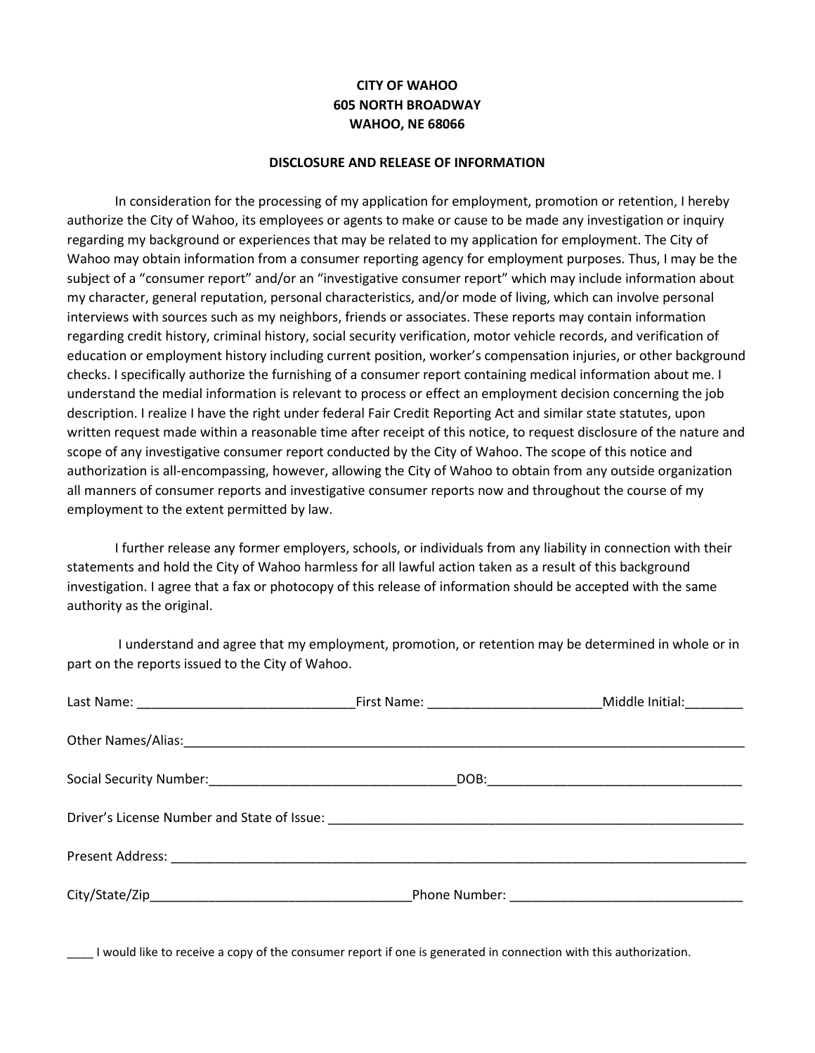**CITY OF WAHOO**
**605 NORTH BROADWAY**
**WAHOO, NE 68066**

**DISCLOSURE AND RELEASE OF INFORMATION**

In consideration for the processing of my application for employment, promotion or retention, I hereby authorize the City of Wahoo, its employees or agents to make or cause to be made any investigation or inquiry regarding my background or experiences that may be related to my application for employment. The City of Wahoo may obtain information from a consumer reporting agency for employment purposes. Thus, I may be the subject of a "consumer report" and/or an "investigative consumer report" which may include information about my character, general reputation, personal characteristics, and/or mode of living, which can involve personal interviews with sources such as my neighbors, friends or associates. These reports may contain information regarding credit history, criminal history, social security verification, motor vehicle records, and verification of education or employment history including current position, worker's compensation injuries, or other background checks. I specifically authorize the furnishing of a consumer report containing medical information about me. I understand the medial information is relevant to process or effect an employment decision concerning the job description. I realize I have the right under federal Fair Credit Reporting Act and similar state statutes, upon written request made within a reasonable time after receipt of this notice, to request disclosure of the nature and scope of any investigative consumer report conducted by the City of Wahoo. The scope of this notice and authorization is all-encompassing, however, allowing the City of Wahoo to obtain from any outside organization all manners of consumer reports and investigative consumer reports now and throughout the course of my employment to the extent permitted by law.

I further release any former employers, schools, or individuals from any liability in connection with their statements and hold the City of Wahoo harmless for all lawful action taken as a result of this background investigation. I agree that a fax or photocopy of this release of information should be accepted with the same authority as the original.

I understand and agree that my employment, promotion, or retention may be determined in whole or in part on the reports issued to the City of Wahoo.

Last Name: ______________________________ First Name: ________________________ Middle Initial: ________

Other Names/Alias: ________________________________________________________________________________

Social Security Number: __________________________________ DOB: ___________________________________

Driver's License Number and State of Issue: __________________________________________________________

Present Address: __________________________________________________________________________________

City/State/Zip ___________________________________ Phone Number: ________________________________

____ I would like to receive a copy of the consumer report if one is generated in connection with this authorization.